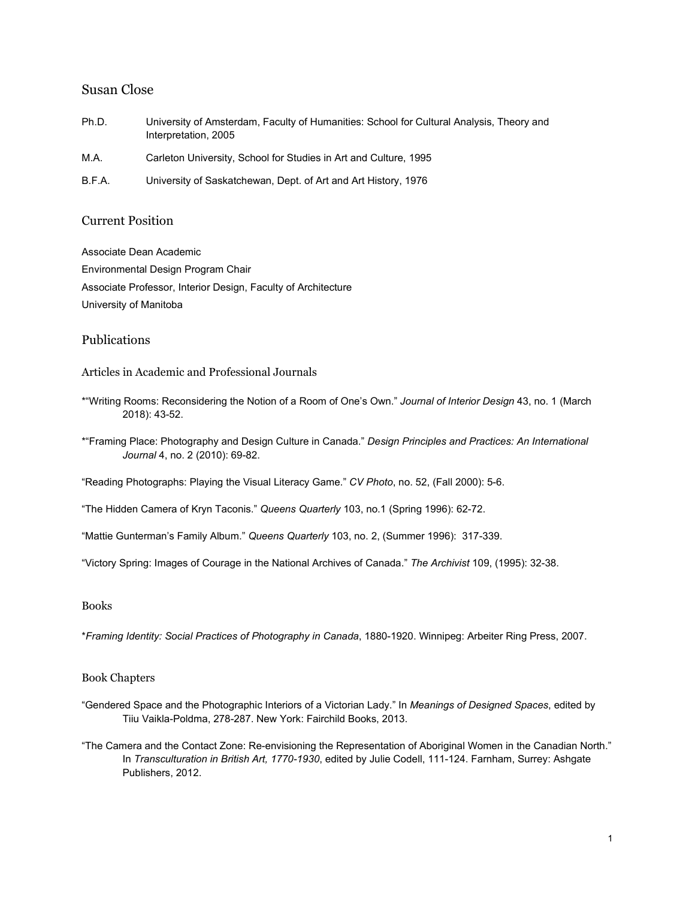# Susan Close

| | |
|---|---|
| Ph.D. | University of Amsterdam, Faculty of Humanities: School for Cultural Analysis, Theory and Interpretation, 2005 |
| M.A. | Carleton University, School for Studies in Art and Culture, 1995 |
| B.F.A. | University of Saskatchewan, Dept. of Art and Art History, 1976 |

## Current Position

Associate Dean Academic
Environmental Design Program Chair
Associate Professor, Interior Design, Faculty of Architecture
University of Manitoba

## Publications

### Articles in Academic and Professional Journals

*"Writing Rooms: Reconsidering the Notion of a Room of One's Own." *Journal of Interior Design* 43, no. 1 (March 2018): 43-52.

*"Framing Place: Photography and Design Culture in Canada." *Design Principles and Practices: An International Journal* 4, no. 2 (2010): 69-82.

"Reading Photographs: Playing the Visual Literacy Game." *CV Photo*, no. 52, (Fall 2000): 5-6.

"The Hidden Camera of Kryn Taconis." *Queens Quarterly* 103, no.1 (Spring 1996): 62-72.

"Mattie Gunterman's Family Album." *Queens Quarterly* 103, no. 2, (Summer 1996): 317-339.

"Victory Spring: Images of Courage in the National Archives of Canada." *The Archivist* 109, (1995): 32-38.

### Books

**Framing Identity: Social Practices of Photography in Canada*, 1880-1920. Winnipeg: Arbeiter Ring Press, 2007.

### Book Chapters

"Gendered Space and the Photographic Interiors of a Victorian Lady." In *Meanings of Designed Spaces*, edited by Tiiu Vaikla-Poldma, 278-287. New York: Fairchild Books, 2013.

"The Camera and the Contact Zone: Re-envisioning the Representation of Aboriginal Women in the Canadian North." In *Transculturation in British Art, 1770-1930*, edited by Julie Codell, 111-124. Farnham, Surrey: Ashgate Publishers, 2012.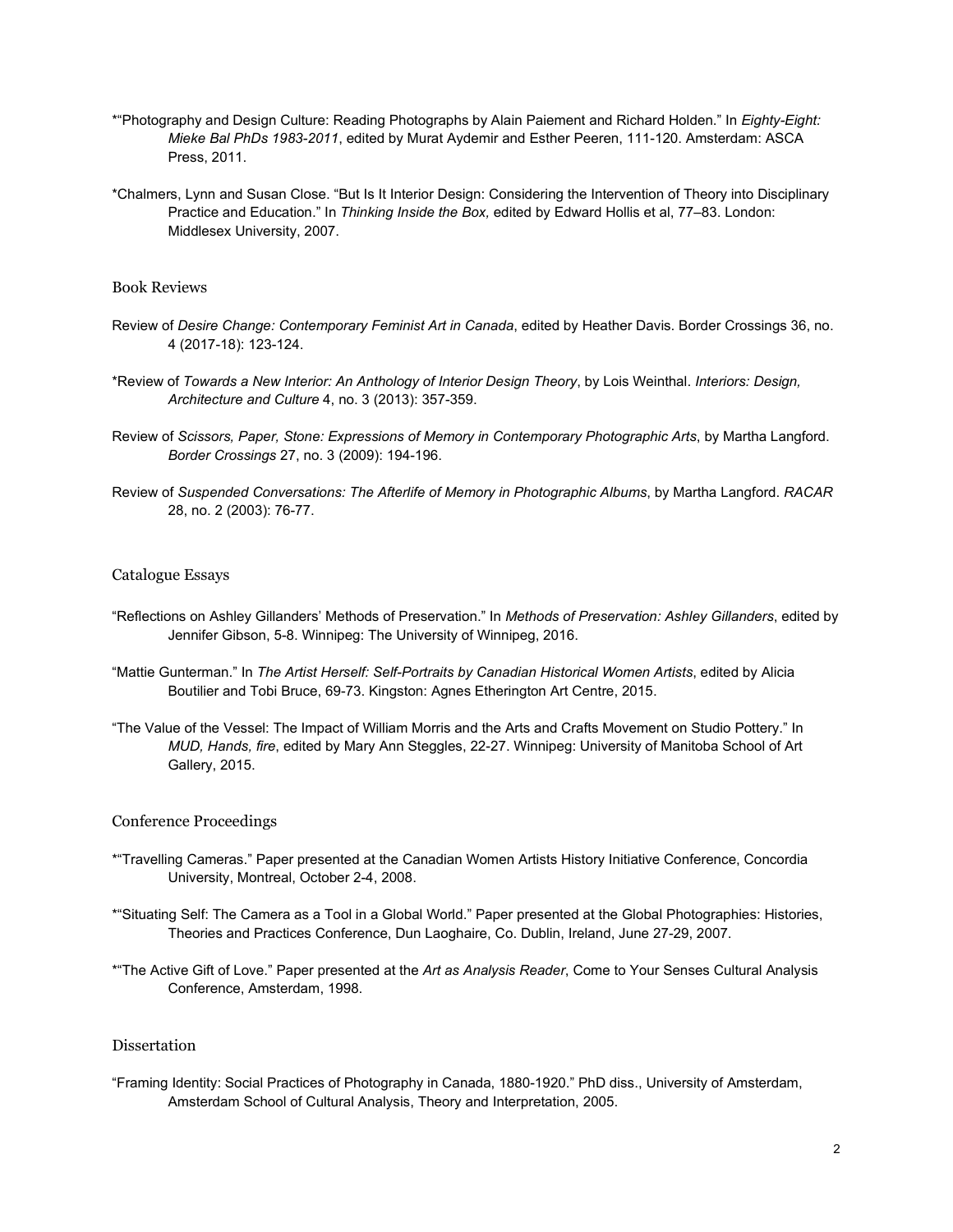*"Photography and Design Culture: Reading Photographs by Alain Paiement and Richard Holden." In *Eighty-Eight: Mieke Bal PhDs 1983-2011*, edited by Murat Aydemir and Esther Peeren, 111-120. Amsterdam: ASCA Press, 2011.

*Chalmers, Lynn and Susan Close. "But Is It Interior Design: Considering the Intervention of Theory into Disciplinary Practice and Education." In *Thinking Inside the Box,* edited by Edward Hollis et al, 77–83. London: Middlesex University, 2007.

## Book Reviews

Review of *Desire Change: Contemporary Feminist Art in Canada*, edited by Heather Davis. Border Crossings 36, no. 4 (2017-18): 123-124.

*Review of *Towards a New Interior: An Anthology of Interior Design Theory*, by Lois Weinthal. *Interiors: Design, Architecture and Culture* 4, no. 3 (2013): 357-359.

Review of *Scissors, Paper, Stone: Expressions of Memory in Contemporary Photographic Arts*, by Martha Langford. *Border Crossings* 27, no. 3 (2009): 194-196.

Review of *Suspended Conversations: The Afterlife of Memory in Photographic Albums*, by Martha Langford. *RACAR* 28, no. 2 (2003): 76-77.

## Catalogue Essays

"Reflections on Ashley Gillanders' Methods of Preservation." In *Methods of Preservation: Ashley Gillanders*, edited by Jennifer Gibson, 5-8. Winnipeg: The University of Winnipeg, 2016.

"Mattie Gunterman." In *The Artist Herself: Self-Portraits by Canadian Historical Women Artists*, edited by Alicia Boutilier and Tobi Bruce, 69-73. Kingston: Agnes Etherington Art Centre, 2015.

"The Value of the Vessel: The Impact of William Morris and the Arts and Crafts Movement on Studio Pottery." In *MUD, Hands, fire*, edited by Mary Ann Steggles, 22-27. Winnipeg: University of Manitoba School of Art Gallery, 2015.

## Conference Proceedings

*"Travelling Cameras." Paper presented at the Canadian Women Artists History Initiative Conference, Concordia University, Montreal, October 2-4, 2008.

*"Situating Self: The Camera as a Tool in a Global World." Paper presented at the Global Photographies: Histories, Theories and Practices Conference, Dun Laoghaire, Co. Dublin, Ireland, June 27-29, 2007.

*"The Active Gift of Love." Paper presented at the *Art as Analysis Reader*, Come to Your Senses Cultural Analysis Conference, Amsterdam, 1998.

## Dissertation

"Framing Identity: Social Practices of Photography in Canada, 1880-1920." PhD diss., University of Amsterdam, Amsterdam School of Cultural Analysis, Theory and Interpretation, 2005.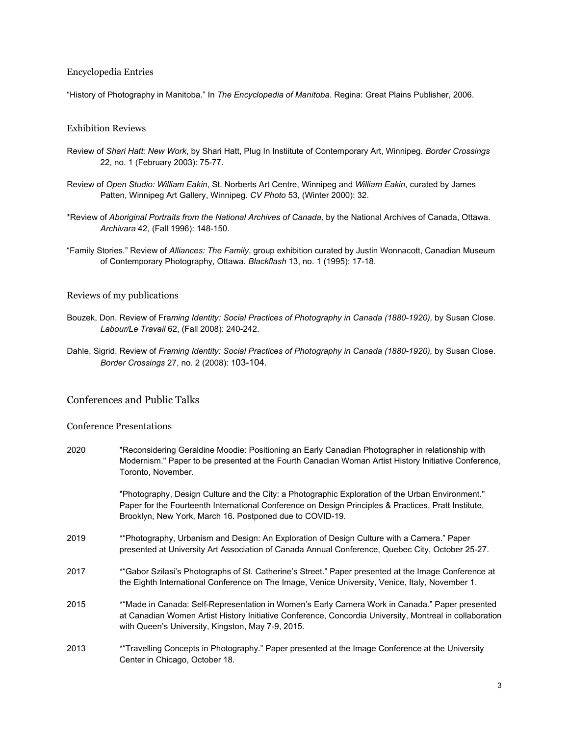### Encyclopedia Entries

"History of Photography in Manitoba." In *The Encyclopedia of Manitoba*. Regina: Great Plains Publisher, 2006.

### Exhibition Reviews

Review of *Shari Hatt: New Work*, by Shari Hatt, Plug In Instiitute of Contemporary Art, Winnipeg. *Border Crossings* 22, no. 1 (February 2003): 75-77.

Review of *Open Studio: William Eakin*, St. Norberts Art Centre, Winnipeg and *William Eakin*, curated by James Patten, Winnipeg Art Gallery, Winnipeg. *CV Photo* 53, (Winter 2000): 32.

*Review of *Aboriginal Portraits from the National Archives of Canada,* by the National Archives of Canada, Ottawa. *Archivara* 42, (Fall 1996): 148-150.

"Family Stories." Review of *Alliances: The Family*, group exhibition curated by Justin Wonnacott, Canadian Museum of Contemporary Photography, Ottawa. *Blackflash* 13, no. 1 (1995): 17-18.

### Reviews of my publications

Bouzek, Don. Review of Fr*aming Identity: Social Practices of Photography in Canada (1880-1920),* by Susan Close. *Labour/Le Travail* 62, (Fall 2008): 240-242.

Dahle, Sigrid. Review of *Framing Identity: Social Practices of Photography in Canada (1880-1920),* by Susan Close. *Border Crossings* 27, no. 2 (2008): 103-104.

## Conferences and Public Talks

### Conference Presentations

2020 "Reconsidering Geraldine Moodie: Positioning an Early Canadian Photographer in relationship with Modernism." Paper to be presented at the Fourth Canadian Woman Artist History Initiative Conference, Toronto, November.

"Photography, Design Culture and the City: a Photographic Exploration of the Urban Environment." Paper for the Fourteenth International Conference on Design Principles & Practices, Pratt Institute, Brooklyn, New York, March 16. Postponed due to COVID-19.

2019 *"Photography, Urbanism and Design: An Exploration of Design Culture with a Camera." Paper presented at University Art Association of Canada Annual Conference, Quebec City, October 25-27.

2017 *"Gabor Szilasi's Photographs of St. Catherine's Street." Paper presented at the Image Conference at the Eighth International Conference on The Image, Venice University, Venice, Italy, November 1.

2015 *"Made in Canada: Self-Representation in Women's Early Camera Work in Canada." Paper presented at Canadian Women Artist History Initiative Conference, Concordia University, Montreal in collaboration with Queen's University, Kingston, May 7-9, 2015.

2013 *"Travelling Concepts in Photography." Paper presented at the Image Conference at the University Center in Chicago, October 18.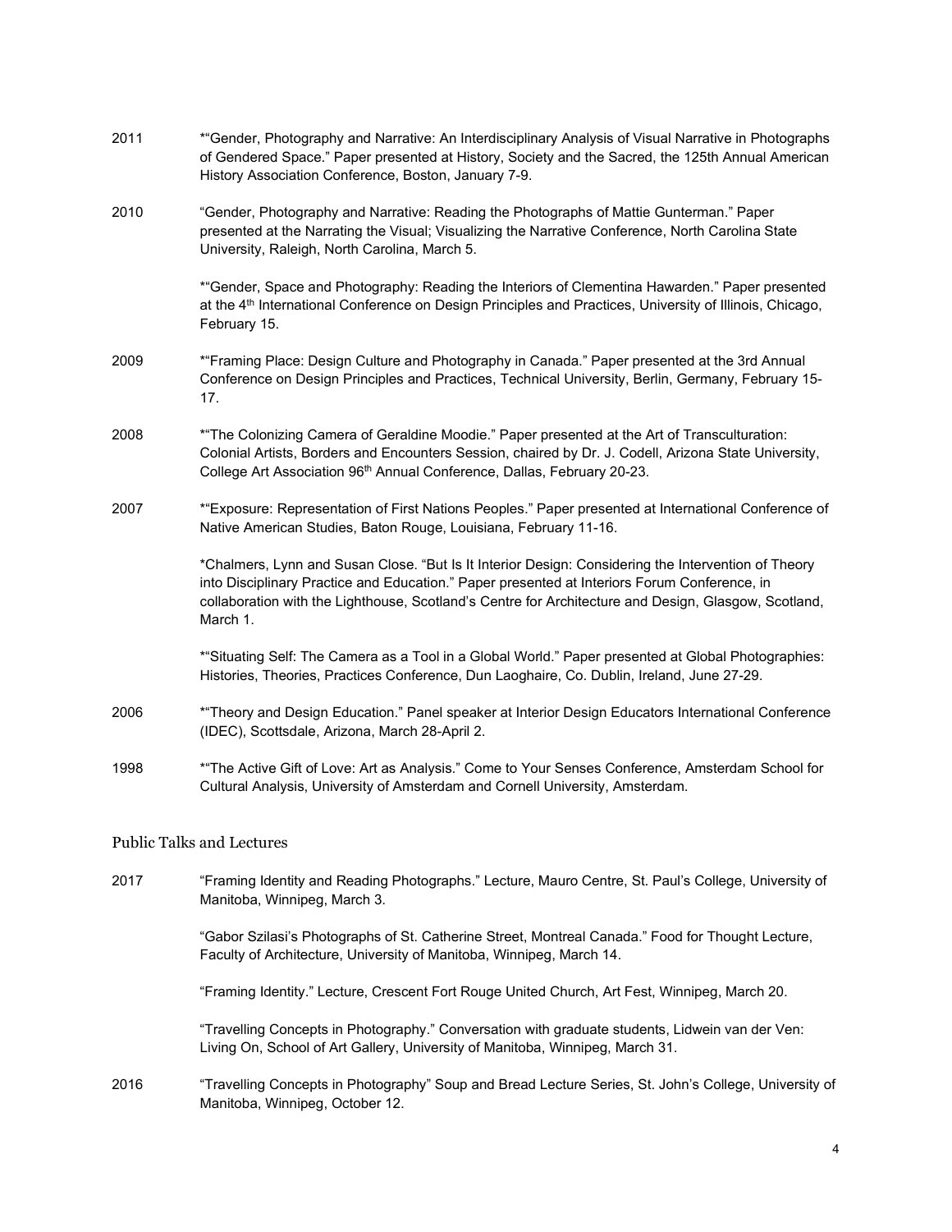2011 *"Gender, Photography and Narrative: An Interdisciplinary Analysis of Visual Narrative in Photographs of Gendered Space." Paper presented at History, Society and the Sacred, the 125th Annual American History Association Conference, Boston, January 7-9.

2010 "Gender, Photography and Narrative: Reading the Photographs of Mattie Gunterman." Paper presented at the Narrating the Visual; Visualizing the Narrative Conference, North Carolina State University, Raleigh, North Carolina, March 5.

*"Gender, Space and Photography: Reading the Interiors of Clementina Hawarden." Paper presented at the 4th International Conference on Design Principles and Practices, University of Illinois, Chicago, February 15.

2009 *"Framing Place: Design Culture and Photography in Canada." Paper presented at the 3rd Annual Conference on Design Principles and Practices, Technical University, Berlin, Germany, February 15-17.

2008 *"The Colonizing Camera of Geraldine Moodie." Paper presented at the Art of Transculturation: Colonial Artists, Borders and Encounters Session, chaired by Dr. J. Codell, Arizona State University, College Art Association 96th Annual Conference, Dallas, February 20-23.

2007 *"Exposure: Representation of First Nations Peoples." Paper presented at International Conference of Native American Studies, Baton Rouge, Louisiana, February 11-16.

*Chalmers, Lynn and Susan Close. "But Is It Interior Design: Considering the Intervention of Theory into Disciplinary Practice and Education." Paper presented at Interiors Forum Conference, in collaboration with the Lighthouse, Scotland's Centre for Architecture and Design, Glasgow, Scotland, March 1.

*"Situating Self: The Camera as a Tool in a Global World." Paper presented at Global Photographies: Histories, Theories, Practices Conference, Dun Laoghaire, Co. Dublin, Ireland, June 27-29.

2006 *"Theory and Design Education." Panel speaker at Interior Design Educators International Conference (IDEC), Scottsdale, Arizona, March 28-April 2.

1998 *"The Active Gift of Love: Art as Analysis." Come to Your Senses Conference, Amsterdam School for Cultural Analysis, University of Amsterdam and Cornell University, Amsterdam.

## Public Talks and Lectures

2017 "Framing Identity and Reading Photographs." Lecture, Mauro Centre, St. Paul's College, University of Manitoba, Winnipeg, March 3.

"Gabor Szilasi's Photographs of St. Catherine Street, Montreal Canada." Food for Thought Lecture, Faculty of Architecture, University of Manitoba, Winnipeg, March 14.

"Framing Identity." Lecture, Crescent Fort Rouge United Church, Art Fest, Winnipeg, March 20.

"Travelling Concepts in Photography." Conversation with graduate students, Lidwein van der Ven: Living On, School of Art Gallery, University of Manitoba, Winnipeg, March 31.

2016 "Travelling Concepts in Photography" Soup and Bread Lecture Series, St. John's College, University of Manitoba, Winnipeg, October 12.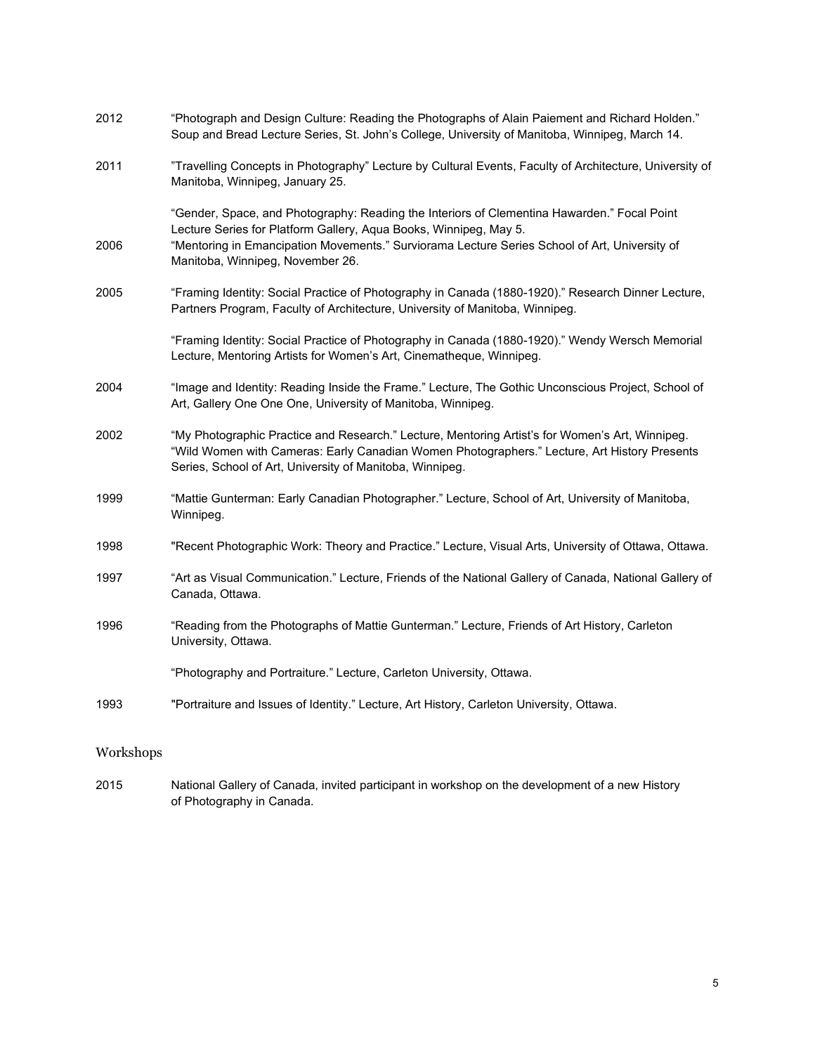2012 "Photograph and Design Culture: Reading the Photographs of Alain Paiement and Richard Holden." Soup and Bread Lecture Series, St. John's College, University of Manitoba, Winnipeg, March 14.

2011 "Travelling Concepts in Photography" Lecture by Cultural Events, Faculty of Architecture, University of Manitoba, Winnipeg, January 25.

"Gender, Space, and Photography: Reading the Interiors of Clementina Hawarden." Focal Point Lecture Series for Platform Gallery, Aqua Books, Winnipeg, May 5.

2006 "Mentoring in Emancipation Movements." Surviorama Lecture Series School of Art, University of Manitoba, Winnipeg, November 26.

2005 "Framing Identity: Social Practice of Photography in Canada (1880-1920)." Research Dinner Lecture, Partners Program, Faculty of Architecture, University of Manitoba, Winnipeg.

"Framing Identity: Social Practice of Photography in Canada (1880-1920)." Wendy Wersch Memorial Lecture, Mentoring Artists for Women's Art, Cinematheque, Winnipeg.

2004 "Image and Identity: Reading Inside the Frame." Lecture, The Gothic Unconscious Project, School of Art, Gallery One One One, University of Manitoba, Winnipeg.

2002 "My Photographic Practice and Research." Lecture, Mentoring Artist's for Women's Art, Winnipeg.
"Wild Women with Cameras: Early Canadian Women Photographers." Lecture, Art History Presents Series, School of Art, University of Manitoba, Winnipeg.

1999 "Mattie Gunterman: Early Canadian Photographer." Lecture, School of Art, University of Manitoba, Winnipeg.

1998 "Recent Photographic Work: Theory and Practice." Lecture, Visual Arts, University of Ottawa, Ottawa.

1997 "Art as Visual Communication." Lecture, Friends of the National Gallery of Canada, National Gallery of Canada, Ottawa.

1996 "Reading from the Photographs of Mattie Gunterman." Lecture, Friends of Art History, Carleton University, Ottawa.

"Photography and Portraiture." Lecture, Carleton University, Ottawa.

1993 "Portraiture and Issues of Identity." Lecture, Art History, Carleton University, Ottawa.

## Workshops

2015 National Gallery of Canada, invited participant in workshop on the development of a new History of Photography in Canada.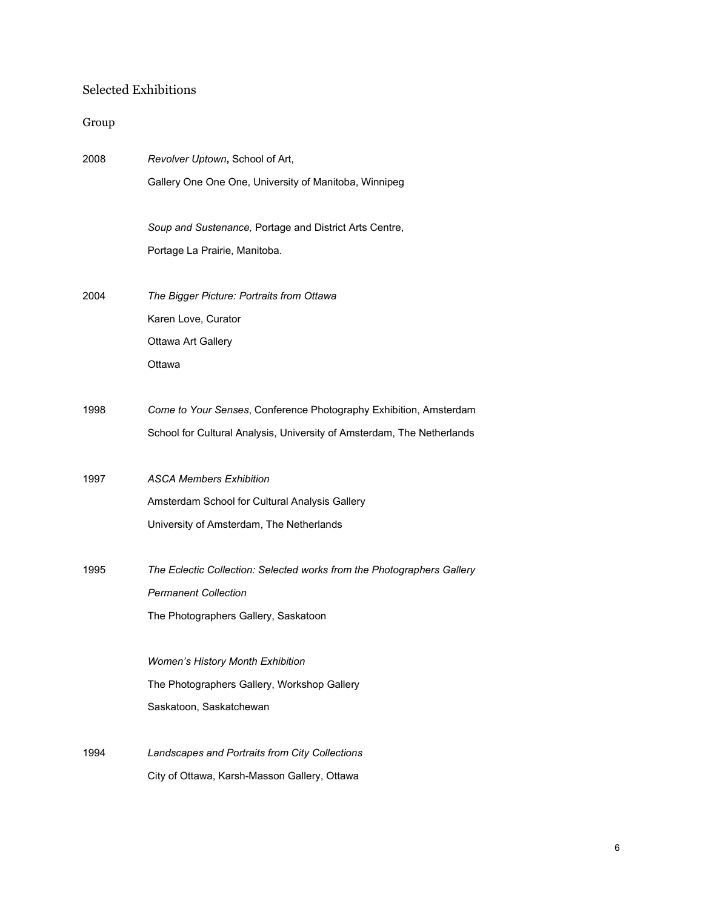## Selected Exhibitions

### Group

2008 *Revolver Uptown***,** School of Art,
Gallery One One One, University of Manitoba, Winnipeg

*Soup and Sustenance,* Portage and District Arts Centre,
Portage La Prairie, Manitoba.

2004 *The Bigger Picture: Portraits from Ottawa*
Karen Love, Curator
Ottawa Art Gallery
Ottawa

1998 *Come to Your Senses*, Conference Photography Exhibition, Amsterdam
School for Cultural Analysis, University of Amsterdam, The Netherlands

1997 *ASCA Members Exhibition*
Amsterdam School for Cultural Analysis Gallery
University of Amsterdam, The Netherlands

1995 *The Eclectic Collection: Selected works from the Photographers Gallery Permanent Collection*
The Photographers Gallery, Saskatoon

*Women's History Month Exhibition*
The Photographers Gallery, Workshop Gallery
Saskatoon, Saskatchewan

1994 *Landscapes and Portraits from City Collections*
City of Ottawa, Karsh-Masson Gallery, Ottawa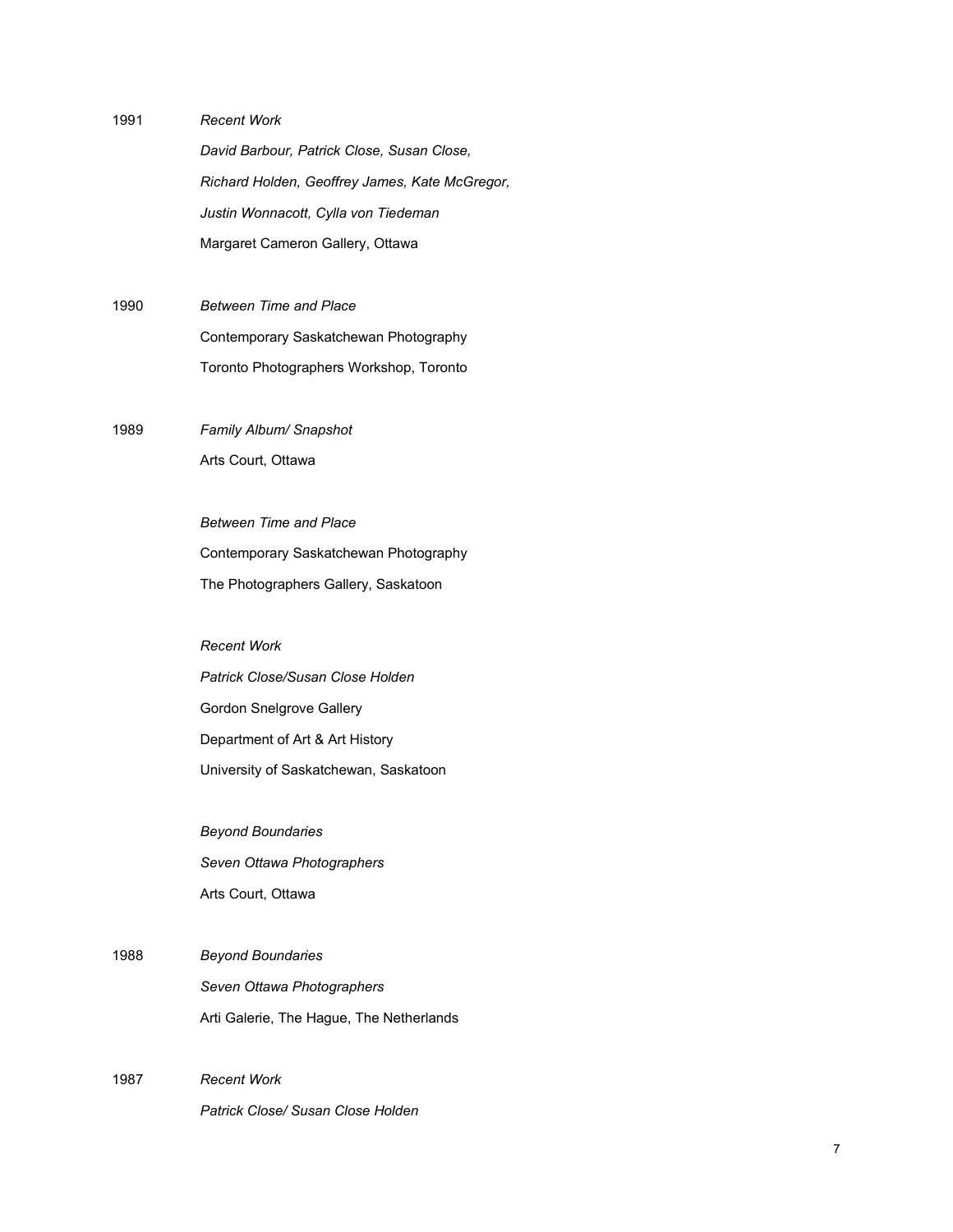1991 *Recent Work*

*David Barbour, Patrick Close, Susan Close,*

*Richard Holden, Geoffrey James, Kate McGregor,*

*Justin Wonnacott, Cylla von Tiedeman*

Margaret Cameron Gallery, Ottawa

1990 *Between Time and Place*

Contemporary Saskatchewan Photography

Toronto Photographers Workshop, Toronto

1989 *Family Album/ Snapshot*

Arts Court, Ottawa

*Between Time and Place*

Contemporary Saskatchewan Photography

The Photographers Gallery, Saskatoon

*Recent Work*

*Patrick Close/Susan Close Holden*

Gordon Snelgrove Gallery

Department of Art & Art History

University of Saskatchewan, Saskatoon

*Beyond Boundaries*

*Seven Ottawa Photographers*

Arts Court, Ottawa

1988 *Beyond Boundaries*

*Seven Ottawa Photographers*

Arti Galerie, The Hague, The Netherlands

1987 *Recent Work*

*Patrick Close/ Susan Close Holden*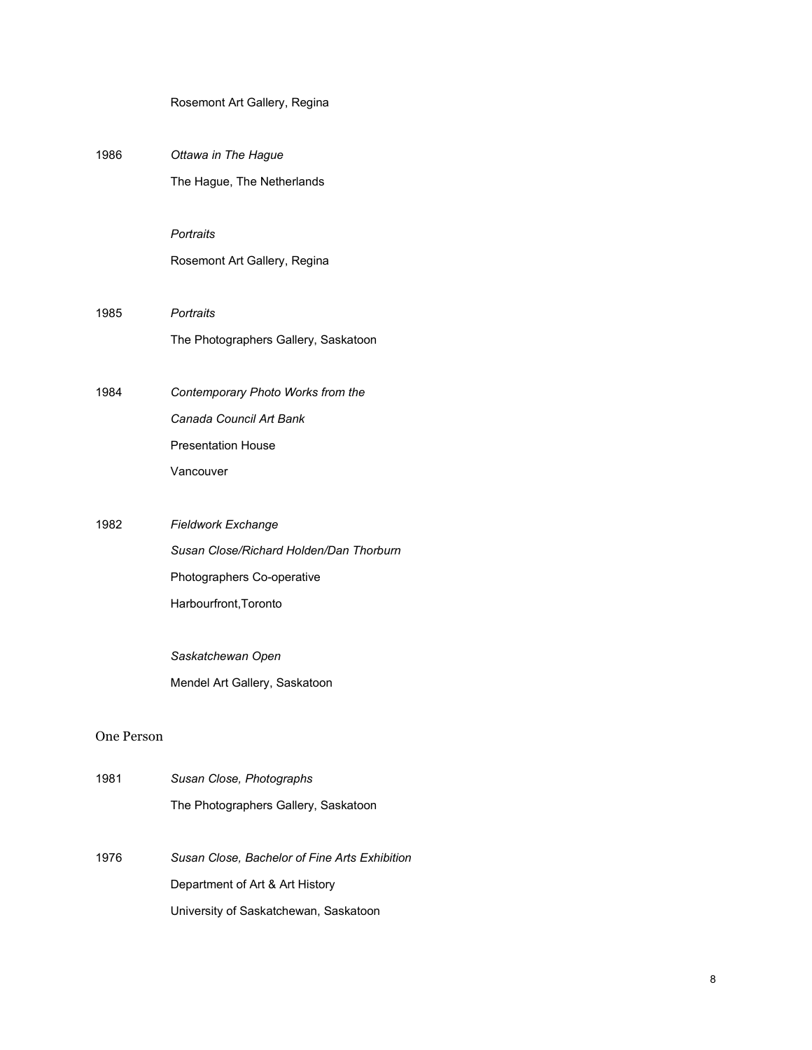Rosemont Art Gallery, Regina

1986 *Ottawa in The Hague*
The Hague, The Netherlands

*Portraits*
Rosemont Art Gallery, Regina

1985 *Portraits*
The Photographers Gallery, Saskatoon

1984 *Contemporary Photo Works from the Canada Council Art Bank*
Presentation House
Vancouver

1982 *Fieldwork Exchange*
*Susan Close/Richard Holden/Dan Thorburn*
Photographers Co-operative
Harbourfront,Toronto

*Saskatchewan Open*
Mendel Art Gallery, Saskatoon

## One Person

1981 *Susan Close, Photographs*
The Photographers Gallery, Saskatoon

1976 *Susan Close, Bachelor of Fine Arts Exhibition*
Department of Art & Art History
University of Saskatchewan, Saskatoon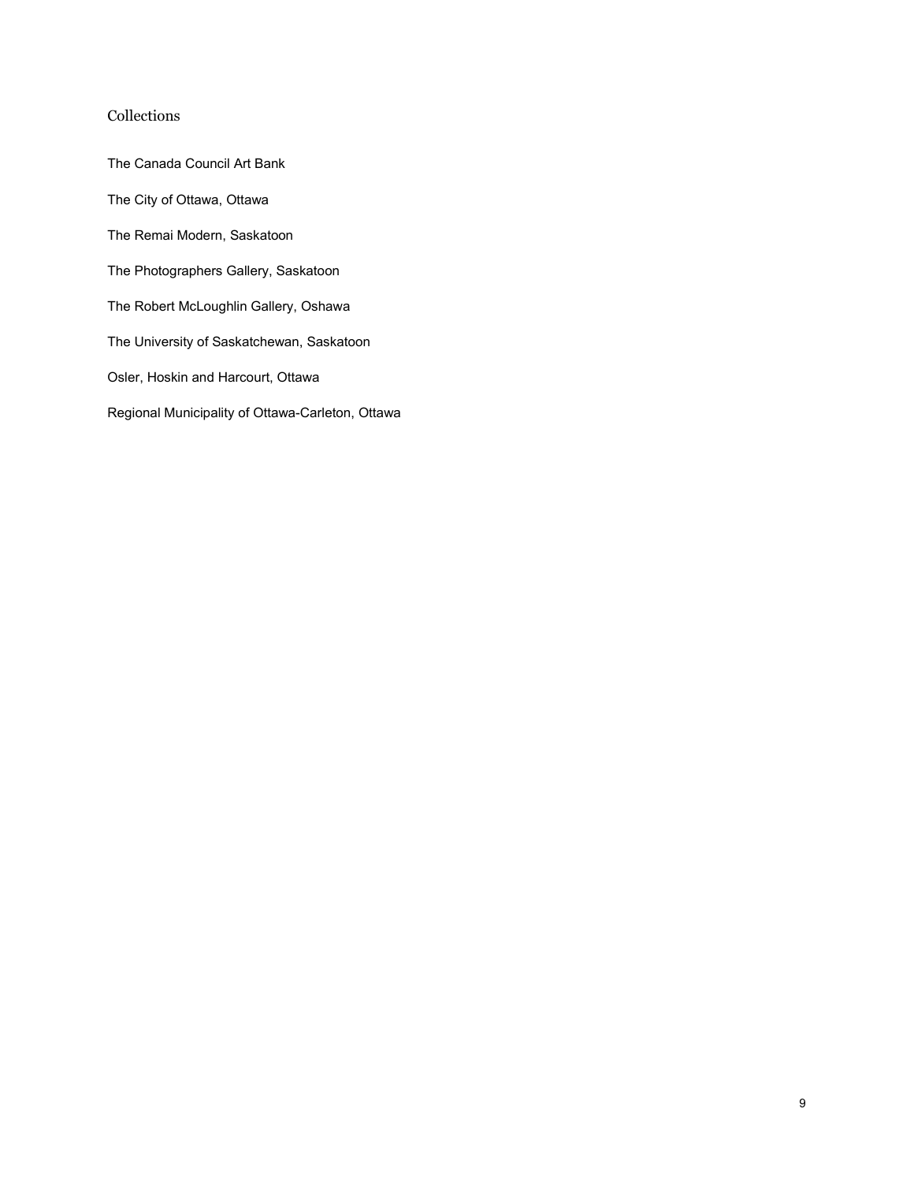## Collections

The Canada Council Art Bank

The City of Ottawa, Ottawa

The Remai Modern, Saskatoon

The Photographers Gallery, Saskatoon

The Robert McLoughlin Gallery, Oshawa

The University of Saskatchewan, Saskatoon

Osler, Hoskin and Harcourt, Ottawa

Regional Municipality of Ottawa-Carleton, Ottawa